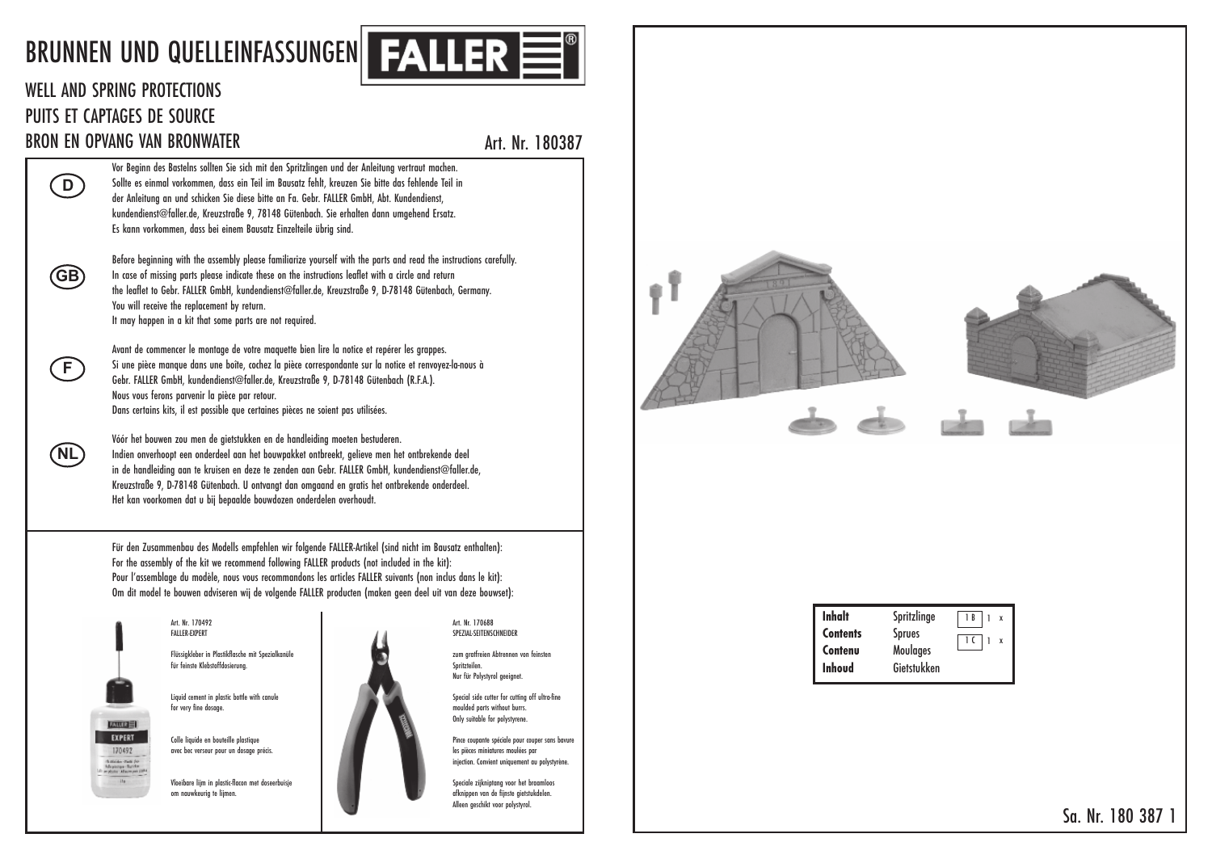# BRUNNEN UND QUELLEINFASSUNGEN

## WELL AND SPRING PROTECTIONS
## PUITS ET CAPTAGES DE SOURCE
## BRON EN OPVANG VAN BRONWATER

Art. Nr. 180387

**D**

Vor Beginn des Bastelns sollten Sie sich mit den Spritzlingen und der Anleitung vertraut machen. Sollte es einmal vorkommen, dass ein Teil im Bausatz fehlt, kreuzen Sie bitte das fehlende Teil in der Anleitung an und schicken Sie diese bitte an Fa. Gebr. FALLER GmbH, Abt. Kundendienst, kundendienst@faller.de, Kreuzstraße 9, 78148 Gütenbach. Sie erhalten dann umgehend Ersatz. Es kann vorkommen, dass bei einem Bausatz Einzelteile übrig sind.

**GB**

Before beginning with the assembly please familiarize yourself with the parts and read the instructions carefully. In case of missing parts please indicate these on the instructions leaflet with a circle and return the leaflet to Gebr. FALLER GmbH, kundendienst@faller.de, Kreuzstraße 9, D-78148 Gütenbach, Germany. You will receive the replacement by return.
It may happen in a kit that some parts are not required.

**F**

Avant de commencer le montage de votre maquette bien lire la notice et repérer les grappes. Si une pièce manque dans une boite, cochez la pièce correspondante sur la notice et renvoyez-la-nous à Gebr. FALLER GmbH, kundendienst@faller.de, Kreuzstraße 9, D-78148 Gütenbach (R.F.A.). Nous vous ferons parvenir la pièce par retour.
Dans certains kits, il est possible que certaines pièces ne soient pas utilisées.

**NL**

Vóór het bouwen zou men de gietstukken en de handleiding moeten bestuderen. Indien onverhoopt een onderdeel aan het bouwpakket ontbreekt, gelieve men het ontbrekende deel in de handleiding aan te kruisen en deze te zenden aan Gebr. FALLER GmbH, kundendienst@faller.de, Kreuzstraße 9, D-78148 Gütenbach. U ontvangt dan omgaand en gratis het ontbrekende onderdeel. Het kan voorkomen dat u bij bepaalde bouwdozen onderdelen overhoudt.

Für den Zusammenbau des Modells empfehlen wir folgende FALLER-Artikel (sind nicht im Bausatz enthalten):
For the assembly of the kit we recommend following FALLER products (not included in the kit):
Pour l'assemblage du modèle, nous vous recommandons les articles FALLER suivants (non inclus dans le kit):
Om dit model te bouwen adviseren wij de volgende FALLER producten (maken geen deel uit van deze bouwset):

Art. Nr. 170492
FALLER-EXPERT

Flüssigkleber in Plastikflasche mit Spezialkanüle für feinste Klebstoffdosierung.

Liquid cement in plastic bottle with canule for very fine dosage.

Colle liquide en bouteille plastique avec bec verseur pour un dosage précis.

Vloeibare lijm in plastic-flacon met doseerbuisje om nauwkeurig te lijmen.

Art. Nr. 170688
SPEZIAL-SEITENSCHNEIDER

zum gratfreien Abtrennen von feinsten Spritzteilen.
Nur für Polystyrol geeignet.

Special side cutter for cutting off ultra-fine moulded parts without burrs.
Only suitable for polystyrene.

Pince coupante spéciale pour couper sans bavure les pièces miniatures moulées par injection. Convient uniquement au polystyrène.

Speciale zijkniptang voor het braamloos afknippen van de fijnste gietstukdelen.
Alleen geschikt voor polystyrol.

| | | |
|---|---|---|
| **Inhalt** | Spritzlinge | 1B 1 x |
| **Contents** | Sprues | 1C 1 x |
| **Contenu** | Moulages | |
| **Inhoud** | Gietstukken | |

Sa. Nr. 180 387 1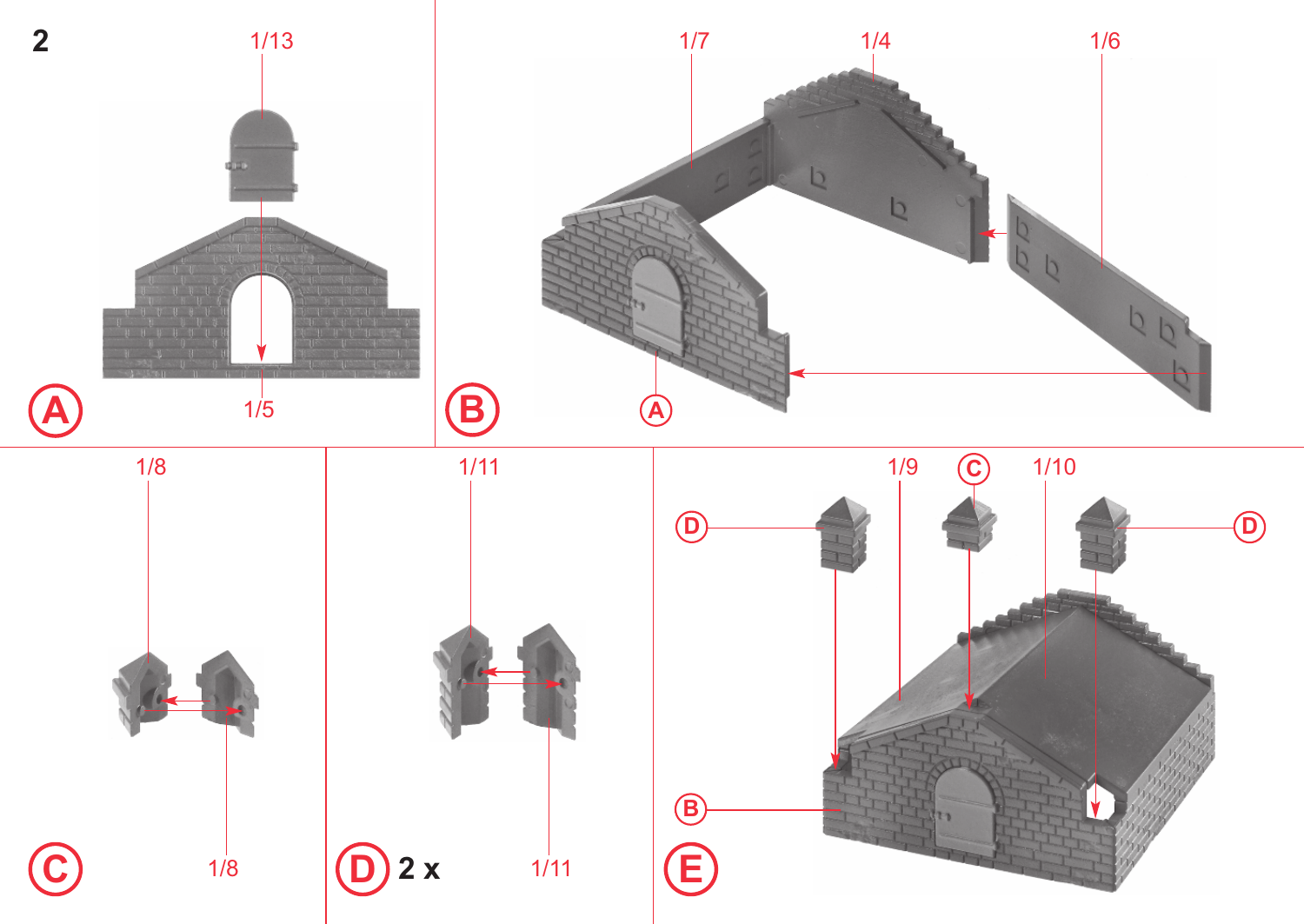2

A

1/13

1/5

B

1/7

1/4

1/6

A

C

1/8

1/8

D 2 x

1/11

1/11

E

1/9

C

1/10

D

D

B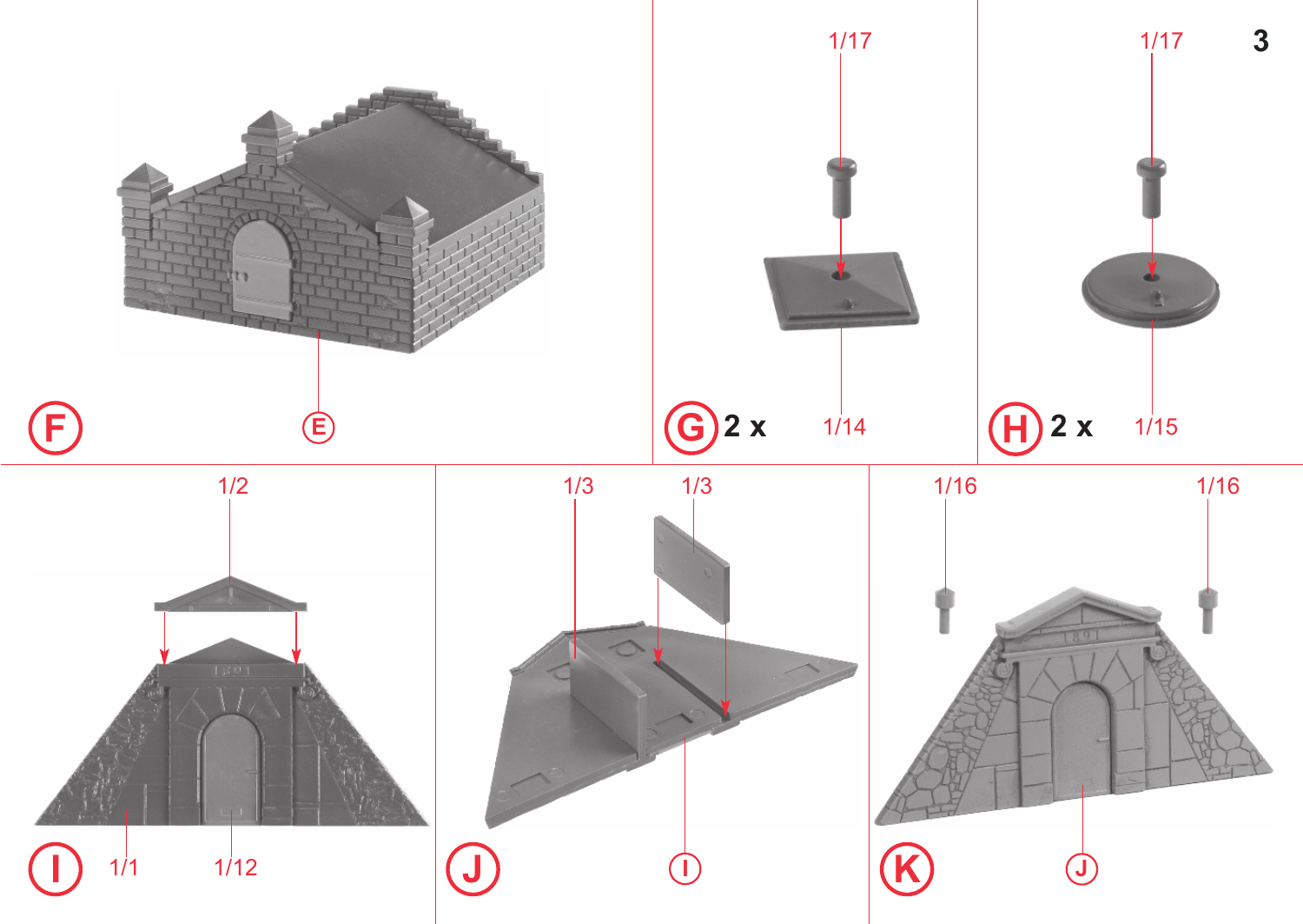F

E

G 2 x

1/17

1/14

H 2 x

1/17

1/15

I

1/2

1/1

1/12

J

1/3

1/3

I

K

1/16

1/16

J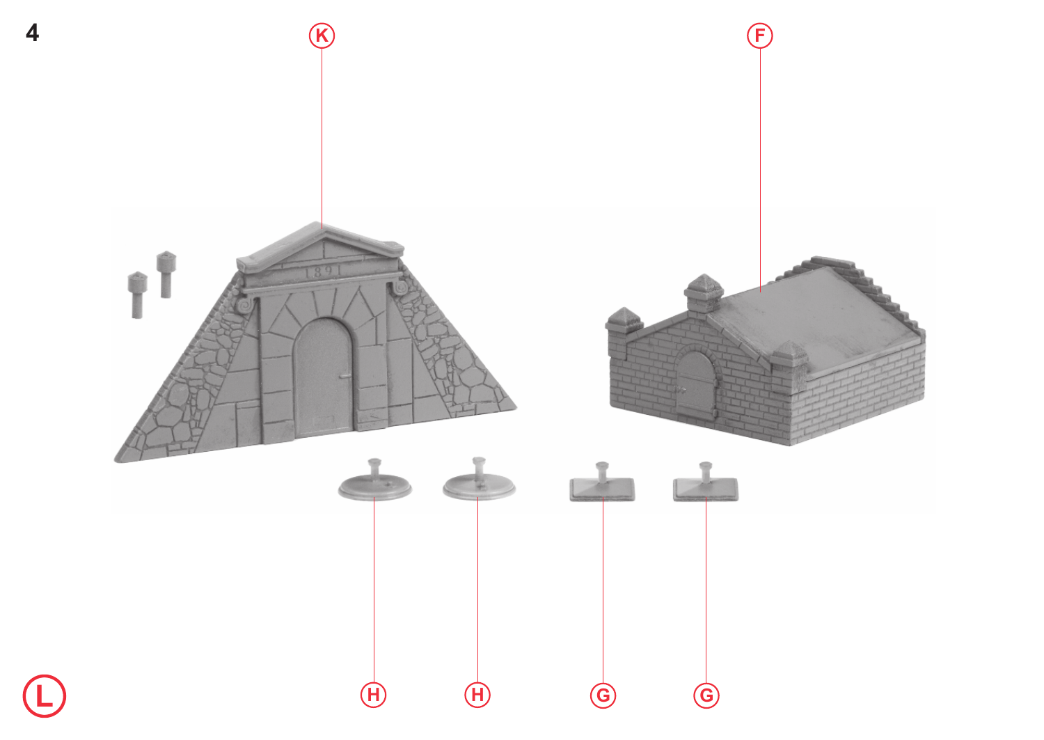4

K

F

H

H

G

G

L